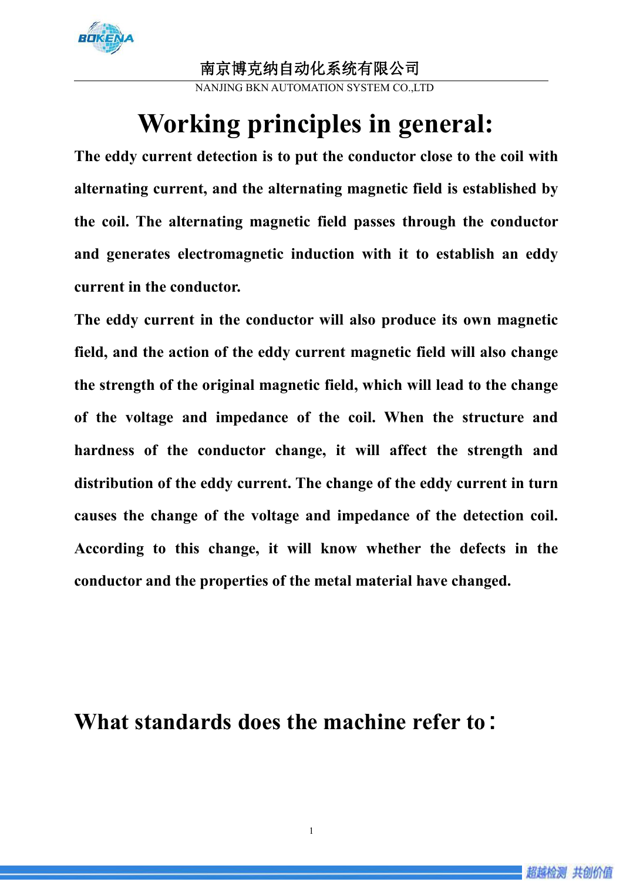# Working principles in general:

**The eddy current detection is to put the conductor close to the coil with alternating current, and the alternating magnetic field is established by the coil. The alternating magnetic field passes through the conductor and generates electromagnetic induction with it to establish an eddy current in the conductor.**

**The eddy current in the conductor will also produce its own magnetic field, and the action of the eddy current magnetic field will also change the strength of the original magnetic field, which will lead to the change of the voltage and impedance of the coil. When the structure and hardness of the conductor change, it will affect the strength and distribution of the eddy current. The change of the eddy current in turn causes the change of the voltage and impedance of the detection coil. According to this change, it will know whether the defects in the conductor and the properties of the metal material have changed.**

## What standards does the machine refer to：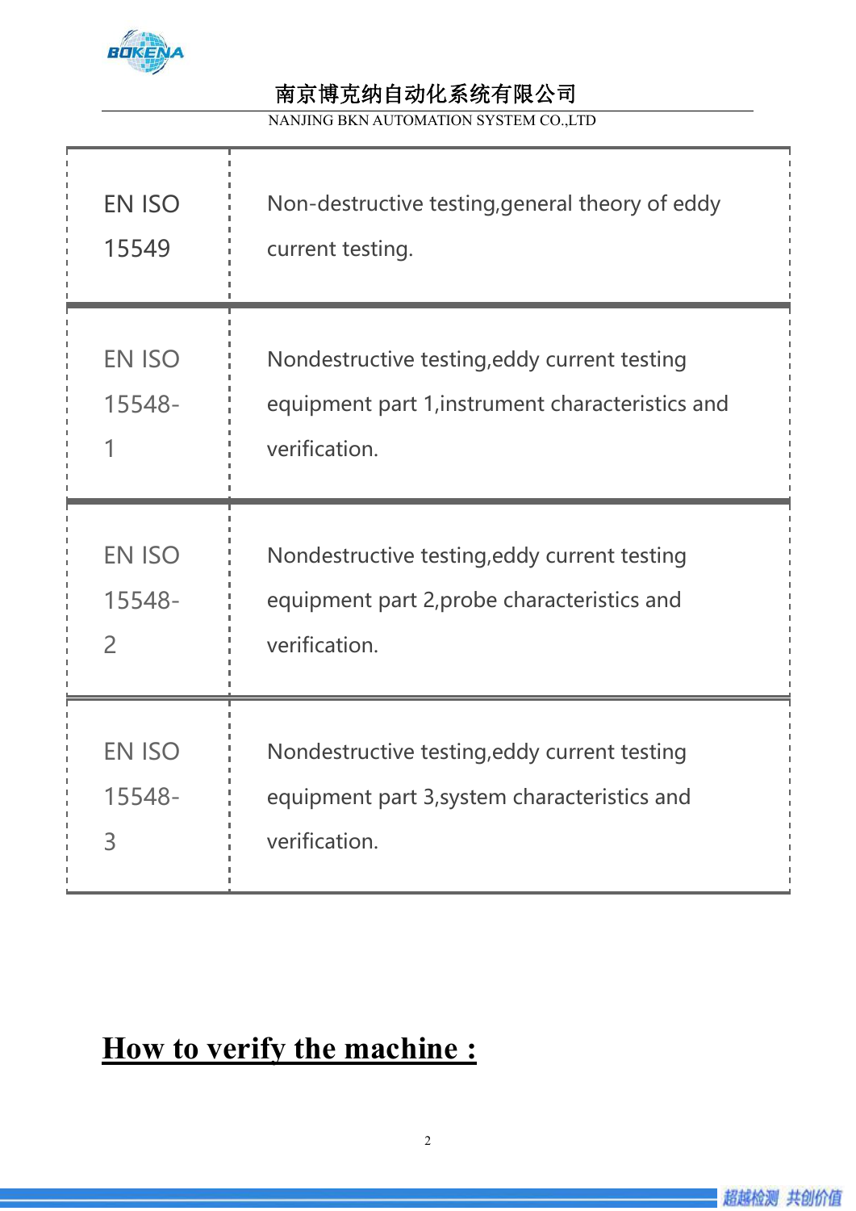| | |
|---|---|
| EN ISO 15549 | Non-destructive testing,general theory of eddy current testing. |
| EN ISO 15548-1 | Nondestructive testing,eddy current testing equipment part 1,instrument characteristics and verification. |
| EN ISO 15548-2 | Nondestructive testing,eddy current testing equipment part 2,probe characteristics and verification. |
| EN ISO 15548-3 | Nondestructive testing,eddy current testing equipment part 3,system characteristics and verification. |

## **How to verify the machine :**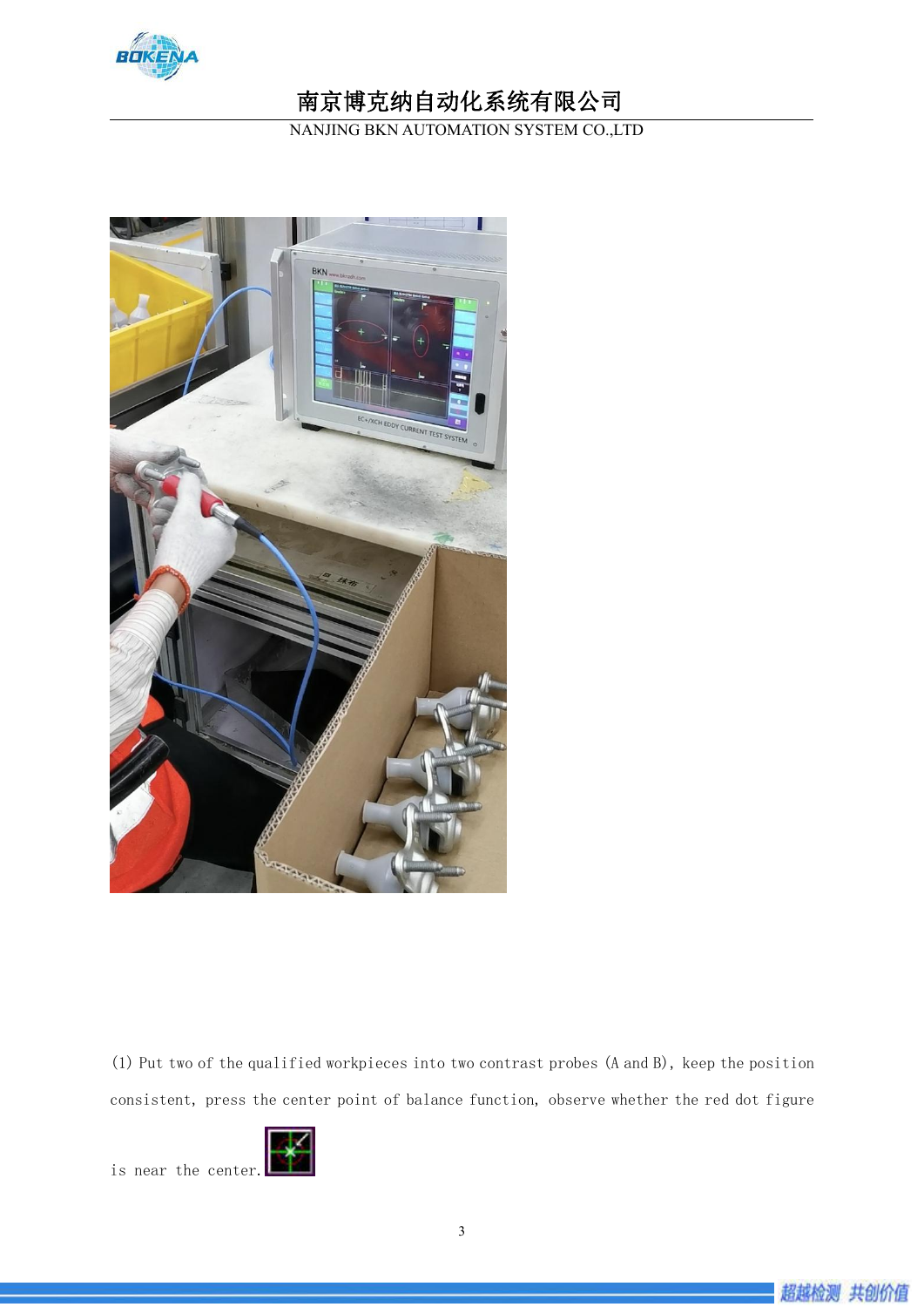(1) Put two of the qualified workpieces into two contrast probes (A and B), keep the position consistent, press the center point of balance function, observe whether the red dot figure is near the center.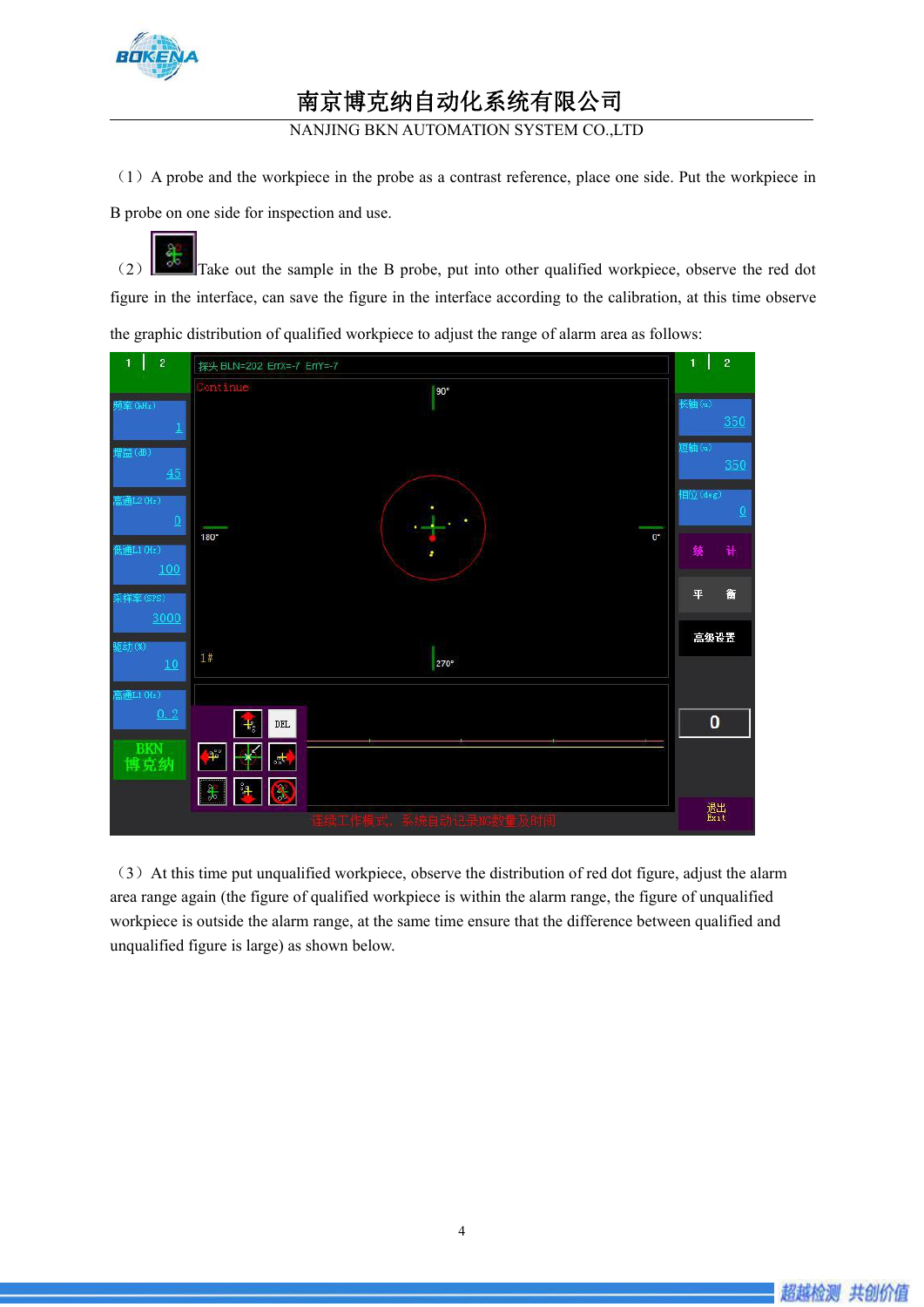（1）A probe and the workpiece in the probe as a contrast reference, place one side. Put the workpiece in B probe on one side for inspection and use.

（2） Take out the sample in the B probe, put into other qualified workpiece, observe the red dot figure in the interface, can save the figure in the interface according to the calibration, at this time observe the graphic distribution of qualified workpiece to adjust the range of alarm area as follows:

（3）At this time put unqualified workpiece, observe the distribution of red dot figure, adjust the alarm area range again (the figure of qualified workpiece is within the alarm range, the figure of unqualified workpiece is outside the alarm range, at the same time ensure that the difference between qualified and unqualified figure is large) as shown below.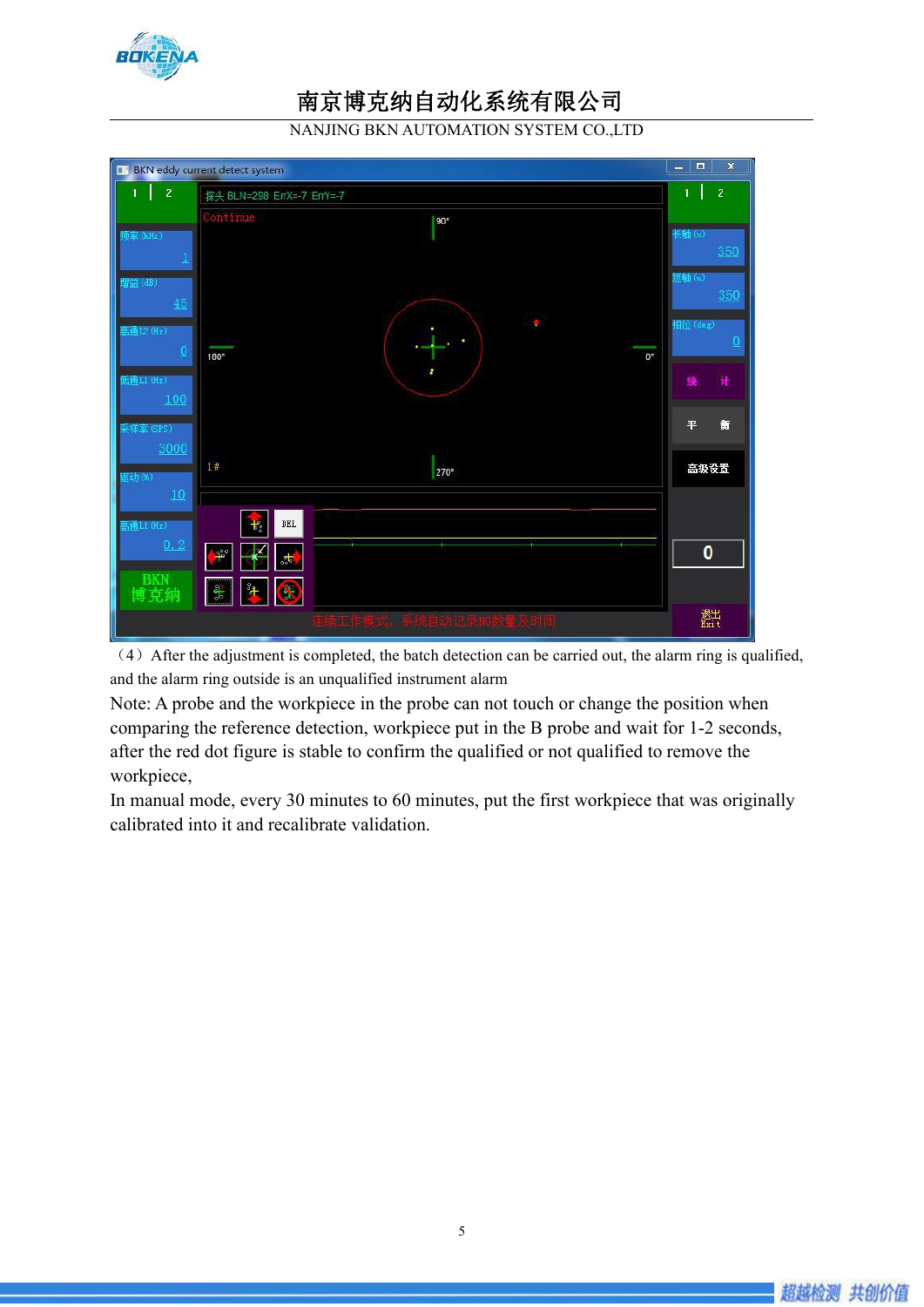（4）After the adjustment is completed, the batch detection can be carried out, the alarm ring is qualified, and the alarm ring outside is an unqualified instrument alarm

Note: A probe and the workpiece in the probe can not touch or change the position when comparing the reference detection, workpiece put in the B probe and wait for 1-2 seconds, after the red dot figure is stable to confirm the qualified or not qualified to remove the workpiece,

In manual mode, every 30 minutes to 60 minutes, put the first workpiece that was originally calibrated into it and recalibrate validation.